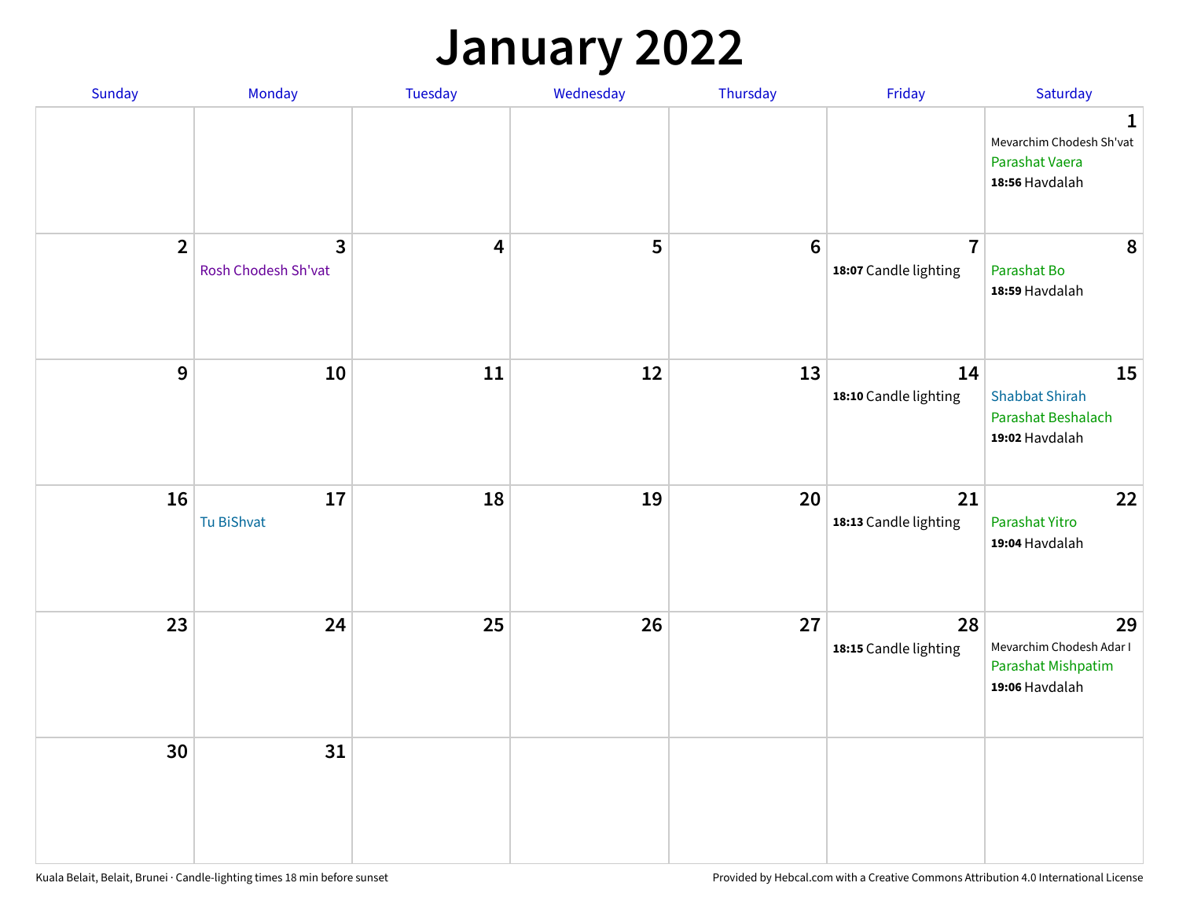# January 2022

| Sunday | Monday | Tuesday | Wednesday | Thursday | Friday | Saturday |
|---|---|---|---|---|---|---|
| | | | | | | **1** Mevarchim Chodesh Sh'vat Parashat Vaera **18:56** Havdalah |
| **2** | **3** Rosh Chodesh Sh'vat | **4** | **5** | **6** | **7** **18:07** Candle lighting | **8** Parashat Bo **18:59** Havdalah |
| **9** | **10** | **11** | **12** | **13** | **14** **18:10** Candle lighting | **15** Shabbat Shirah Parashat Beshalach **19:02** Havdalah |
| **16** | **17** Tu BiShvat | **18** | **19** | **20** | **21** **18:13** Candle lighting | **22** Parashat Yitro **19:04** Havdalah |
| **23** | **24** | **25** | **26** | **27** | **28** **18:15** Candle lighting | **29** Mevarchim Chodesh Adar I Parashat Mishpatim **19:06** Havdalah |
| **30** | **31** | | | | | |

Kuala Belait, Belait, Brunei · Candle-lighting times 18 min before sunset

Provided by Hebcal.com with a Creative Commons Attribution 4.0 International License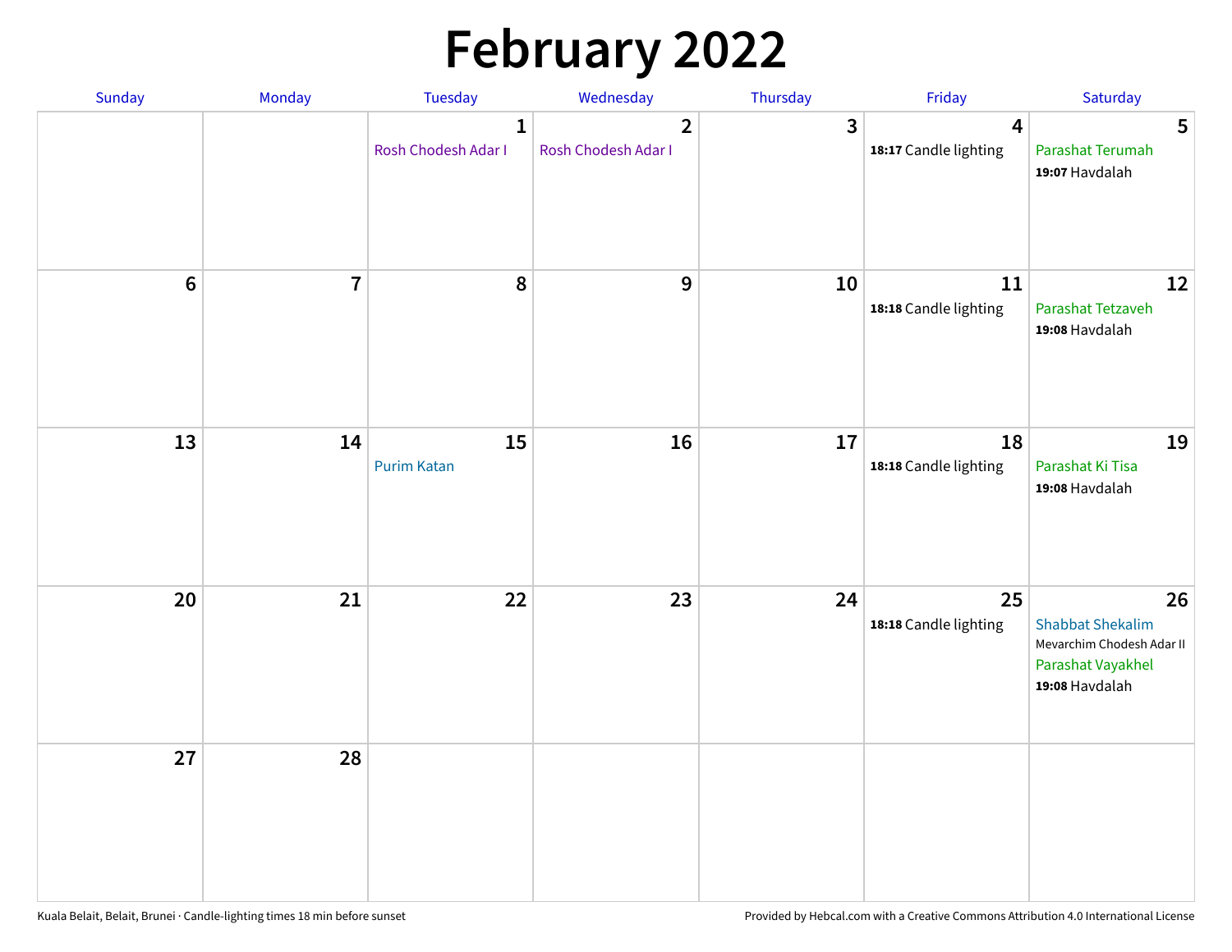# February 2022

| Sunday | Monday | Tuesday | Wednesday | Thursday | Friday | Saturday |
| --- | --- | --- | --- | --- | --- | --- |
| | | 1<br>Rosh Chodesh Adar I | 2<br>Rosh Chodesh Adar I | 3 | 4<br>**18:17** Candle lighting | 5<br>Parashat Terumah<br>**19:07** Havdalah |
| 6 | 7 | 8 | 9 | 10 | 11<br>**18:18** Candle lighting | 12<br>Parashat Tetzaveh<br>**19:08** Havdalah |
| 13 | 14 | 15<br>Purim Katan | 16 | 17 | 18<br>**18:18** Candle lighting | 19<br>Parashat Ki Tisa<br>**19:08** Havdalah |
| 20 | 21 | 22 | 23 | 24 | 25<br>**18:18** Candle lighting | 26<br>Shabbat Shekalim<br>Mevarchim Chodesh Adar II<br>Parashat Vayakhel<br>**19:08** Havdalah |
| 27 | 28 | | | | | |

Kuala Belait, Belait, Brunei · Candle-lighting times 18 min before sunset

Provided by Hebcal.com with a Creative Commons Attribution 4.0 International License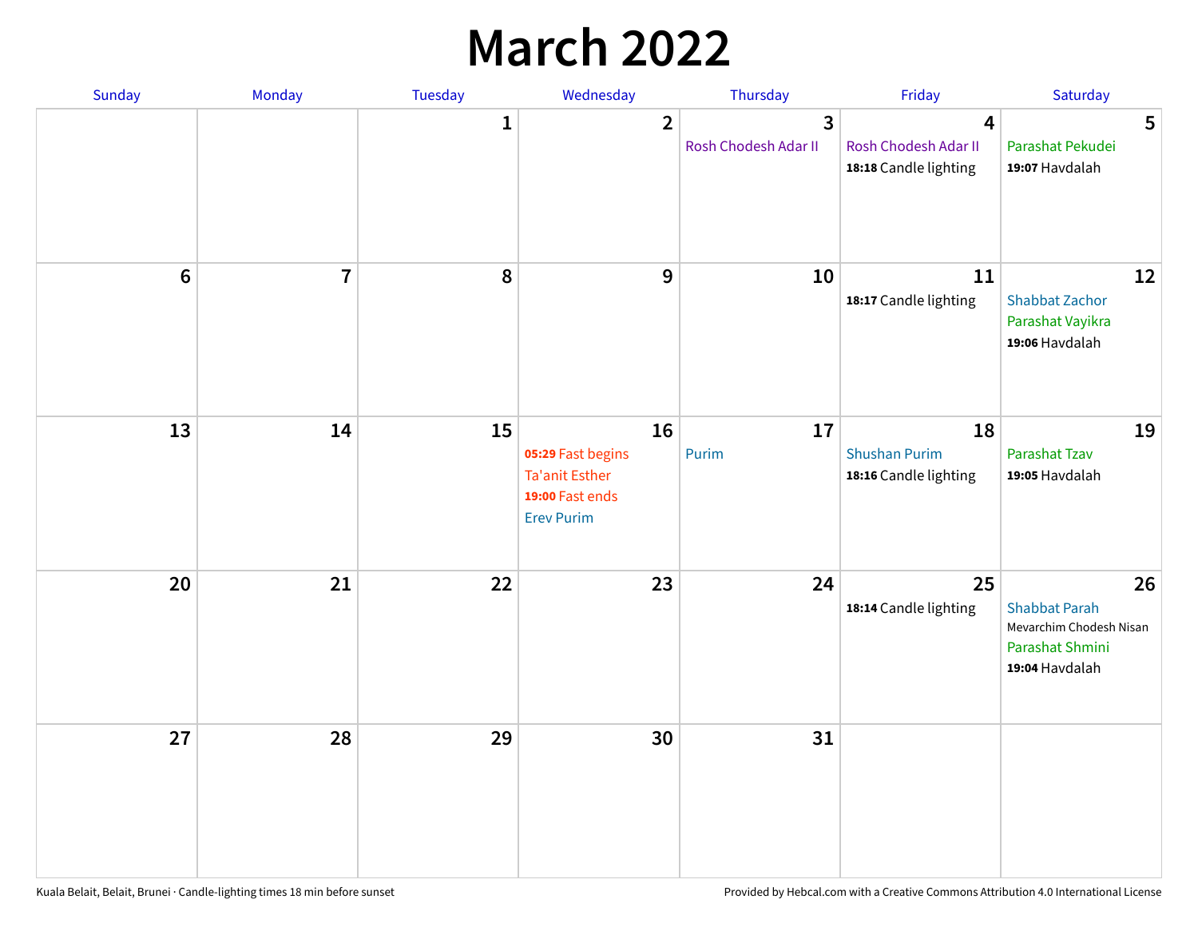# March 2022

| Sunday | Monday | Tuesday | Wednesday | Thursday | Friday | Saturday |
|---|---|---|---|---|---|---|
| | | 1 | 2 | 3<br>Rosh Chodesh Adar II | 4<br>Rosh Chodesh Adar II<br>**18:18** Candle lighting | 5<br>Parashat Pekudei<br>**19:07** Havdalah |
| 6 | 7 | 8 | 9 | 10 | 11<br>**18:17** Candle lighting | 12<br>Shabbat Zachor<br>Parashat Vayikra<br>**19:06** Havdalah |
| 13 | 14 | 15 | 16<br>**05:29** Fast begins<br>Ta'anit Esther<br>**19:00** Fast ends<br>Erev Purim | 17<br>Purim | 18<br>Shushan Purim<br>**18:16** Candle lighting | 19<br>Parashat Tzav<br>**19:05** Havdalah |
| 20 | 21 | 22 | 23 | 24 | 25<br>**18:14** Candle lighting | 26<br>Shabbat Parah<br>Mevarchim Chodesh Nisan<br>Parashat Shmini<br>**19:04** Havdalah |
| 27 | 28 | 29 | 30 | 31 | | |

Kuala Belait, Belait, Brunei · Candle-lighting times 18 min before sunset

Provided by Hebcal.com with a Creative Commons Attribution 4.0 International License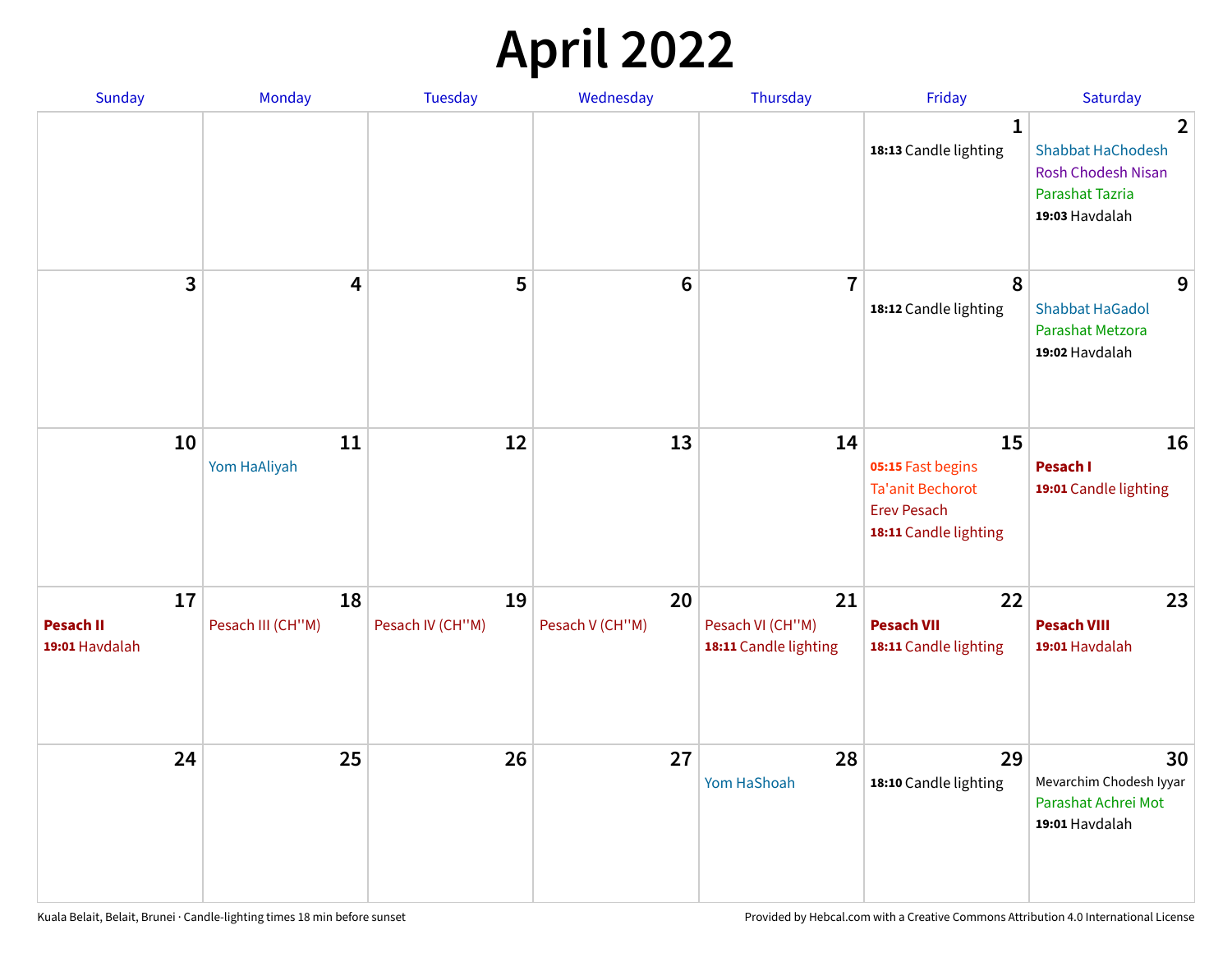# April 2022

| Sunday | Monday | Tuesday | Wednesday | Thursday | Friday | Saturday |
|---|---|---|---|---|---|---|
| | | | | | **1**<br>**18:13** Candle lighting | **2**<br>Shabbat HaChodesh<br>Rosh Chodesh Nisan<br>Parashat Tazria<br>**19:03** Havdalah |
| **3** | **4** | **5** | **6** | **7** | **8**<br>**18:12** Candle lighting | **9**<br>Shabbat HaGadol<br>Parashat Metzora<br>**19:02** Havdalah |
| **10** | **11**<br>Yom HaAliyah | **12** | **13** | **14** | **15**<br>**05:15** Fast begins<br>Ta'anit Bechorot<br>Erev Pesach<br>**18:11** Candle lighting | **16**<br>**Pesach I**<br>**19:01** Candle lighting |
| **17**<br>**Pesach II**<br>**19:01** Havdalah | **18**<br>Pesach III (CH''M) | **19**<br>Pesach IV (CH''M) | **20**<br>Pesach V (CH''M) | **21**<br>Pesach VI (CH''M)<br>**18:11** Candle lighting | **22**<br>**Pesach VII**<br>**18:11** Candle lighting | **23**<br>**Pesach VIII**<br>**19:01** Havdalah |
| **24** | **25** | **26** | **27** | **28**<br>Yom HaShoah | **29**<br>**18:10** Candle lighting | **30**<br>Mevarchim Chodesh Iyyar<br>Parashat Achrei Mot<br>**19:01** Havdalah |

Kuala Belait, Belait, Brunei · Candle-lighting times 18 min before sunset

Provided by Hebcal.com with a Creative Commons Attribution 4.0 International License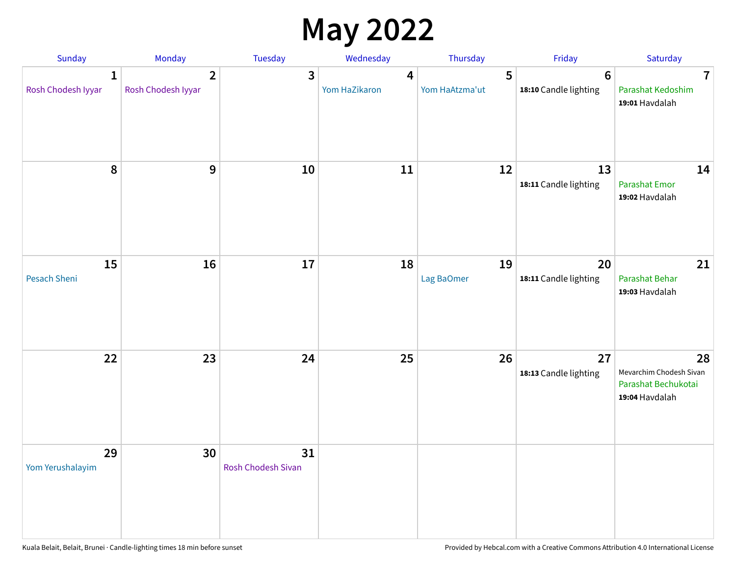# May 2022

| Sunday | Monday | Tuesday | Wednesday | Thursday | Friday | Saturday |
|---|---|---|---|---|---|---|
| 1<br>Rosh Chodesh Iyyar | 2<br>Rosh Chodesh Iyyar | 3 | 4<br>Yom HaZikaron | 5<br>Yom HaAtzma'ut | 6<br>**18:10** Candle lighting | 7<br>Parashat Kedoshim<br>**19:01** Havdalah |
| 8 | 9 | 10 | 11 | 12 | 13<br>**18:11** Candle lighting | 14<br>Parashat Emor<br>**19:02** Havdalah |
| 15<br>Pesach Sheni | 16 | 17 | 18 | 19<br>Lag BaOmer | 20<br>**18:11** Candle lighting | 21<br>Parashat Behar<br>**19:03** Havdalah |
| 22 | 23 | 24 | 25 | 26 | 27<br>**18:13** Candle lighting | 28<br>Mevarchim Chodesh Sivan<br>Parashat Bechukotai<br>**19:04** Havdalah |
| 29<br>Yom Yerushalayim | 30 | 31<br>Rosh Chodesh Sivan | | | | |

Kuala Belait, Belait, Brunei · Candle-lighting times 18 min before sunset

Provided by Hebcal.com with a Creative Commons Attribution 4.0 International License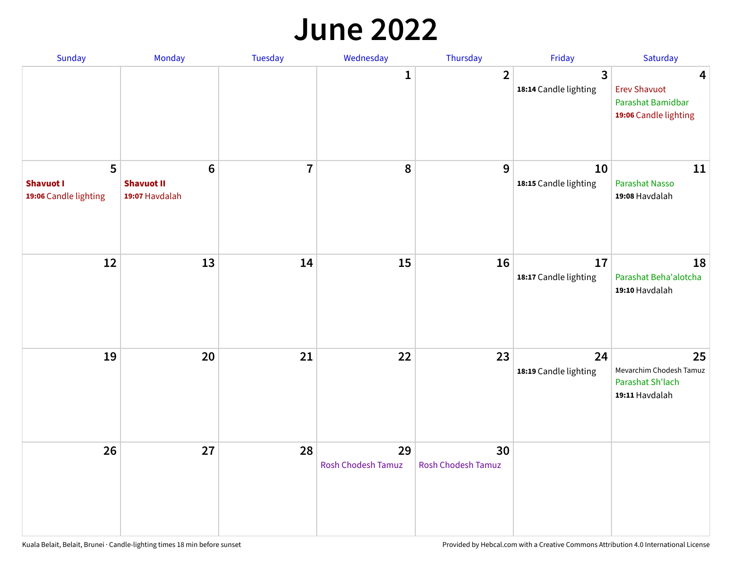# June 2022

| Sunday | Monday | Tuesday | Wednesday | Thursday | Friday | Saturday |
|---|---|---|---|---|---|---|
| | | | 1 | 2 | 3<br>**18:14** Candle lighting | 4<br>Erev Shavuot<br>Parashat Bamidbar<br>**19:06** Candle lighting |
| 5<br>**Shavuot I**<br>**19:06** Candle lighting | 6<br>**Shavuot II**<br>**19:07** Havdalah | 7 | 8 | 9 | 10<br>**18:15** Candle lighting | 11<br>Parashat Nasso<br>**19:08** Havdalah |
| 12 | 13 | 14 | 15 | 16 | 17<br>**18:17** Candle lighting | 18<br>Parashat Beha'alotcha<br>**19:10** Havdalah |
| 19 | 20 | 21 | 22 | 23 | 24<br>**18:19** Candle lighting | 25<br>Mevarchim Chodesh Tamuz<br>Parashat Sh'lach<br>**19:11** Havdalah |
| 26 | 27 | 28 | 29<br>Rosh Chodesh Tamuz | 30<br>Rosh Chodesh Tamuz | | |

Kuala Belait, Belait, Brunei · Candle-lighting times 18 min before sunset

Provided by Hebcal.com with a Creative Commons Attribution 4.0 International License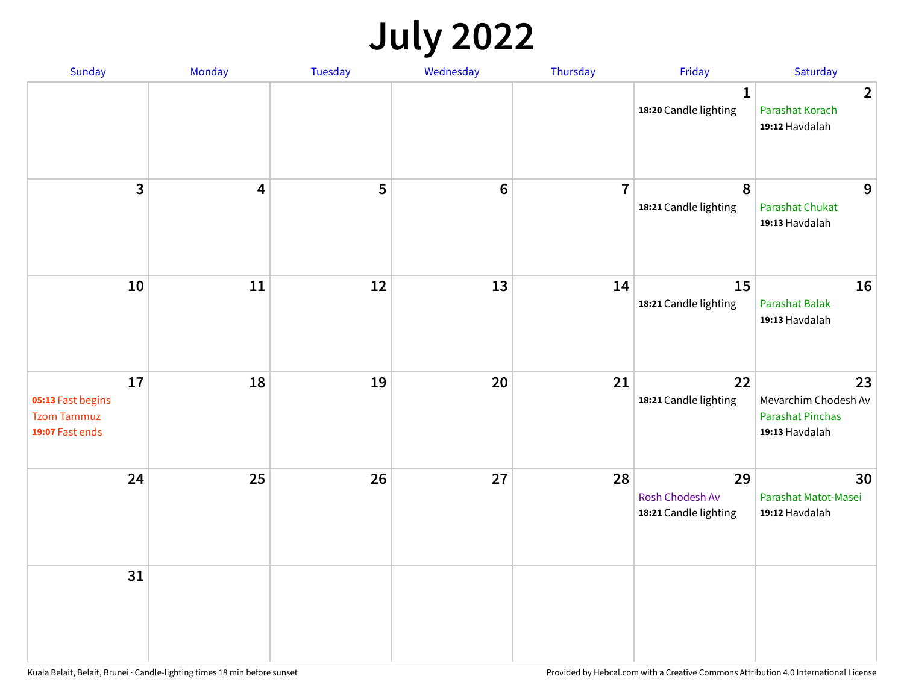# July 2022

| Sunday | Monday | Tuesday | Wednesday | Thursday | Friday | Saturday |
|---|---|---|---|---|---|---|
| | | | | | 1<br>**18:20** Candle lighting | 2<br>Parashat Korach<br>**19:12** Havdalah |
| 3 | 4 | 5 | 6 | 7 | 8<br>**18:21** Candle lighting | 9<br>Parashat Chukat<br>**19:13** Havdalah |
| 10 | 11 | 12 | 13 | 14 | 15<br>**18:21** Candle lighting | 16<br>Parashat Balak<br>**19:13** Havdalah |
| 17<br>**05:13** Fast begins<br>Tzom Tammuz<br>**19:07** Fast ends | 18 | 19 | 20 | 21 | 22<br>**18:21** Candle lighting | 23<br>Mevarchim Chodesh Av<br>Parashat Pinchas<br>**19:13** Havdalah |
| 24 | 25 | 26 | 27 | 28 | 29<br>Rosh Chodesh Av<br>**18:21** Candle lighting | 30<br>Parashat Matot-Masei<br>**19:12** Havdalah |
| 31 | | | | | | |

Kuala Belait, Belait, Brunei · Candle-lighting times 18 min before sunset

Provided by Hebcal.com with a Creative Commons Attribution 4.0 International License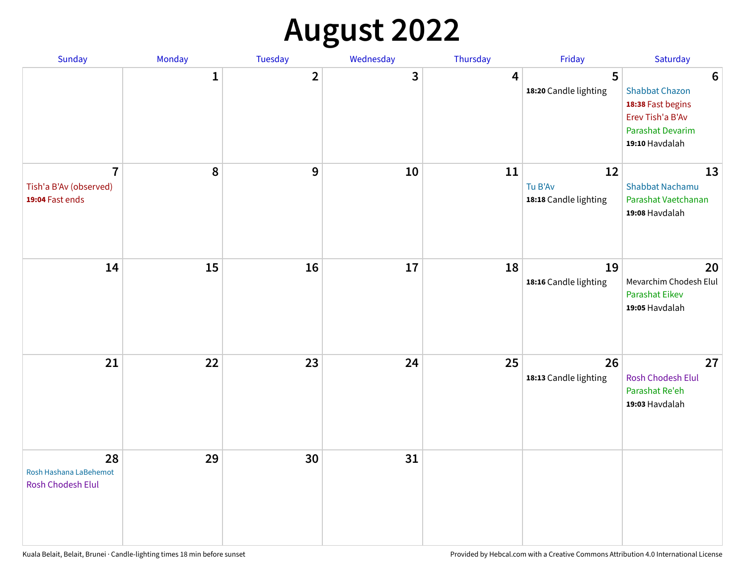# August 2022

| Sunday | Monday | Tuesday | Wednesday | Thursday | Friday | Saturday |
|---|---|---|---|---|---|---|
| | 1 | 2 | 3 | 4 | 5<br>**18:20** Candle lighting | 6<br>Shabbat Chazon<br>**18:38** Fast begins<br>Erev Tish'a B'Av<br>Parashat Devarim<br>**19:10** Havdalah |
| 7<br>Tish'a B'Av (observed)<br>**19:04** Fast ends | 8 | 9 | 10 | 11 | 12<br>Tu B'Av<br>**18:18** Candle lighting | 13<br>Shabbat Nachamu<br>Parashat Vaetchanan<br>**19:08** Havdalah |
| 14 | 15 | 16 | 17 | 18 | 19<br>**18:16** Candle lighting | 20<br>Mevarchim Chodesh Elul<br>Parashat Eikev<br>**19:05** Havdalah |
| 21 | 22 | 23 | 24 | 25 | 26<br>**18:13** Candle lighting | 27<br>Rosh Chodesh Elul<br>Parashat Re'eh<br>**19:03** Havdalah |
| 28<br>Rosh Hashana LaBehemot<br>Rosh Chodesh Elul | 29 | 30 | 31 | | | |

Kuala Belait, Belait, Brunei · Candle-lighting times 18 min before sunset

Provided by Hebcal.com with a Creative Commons Attribution 4.0 International License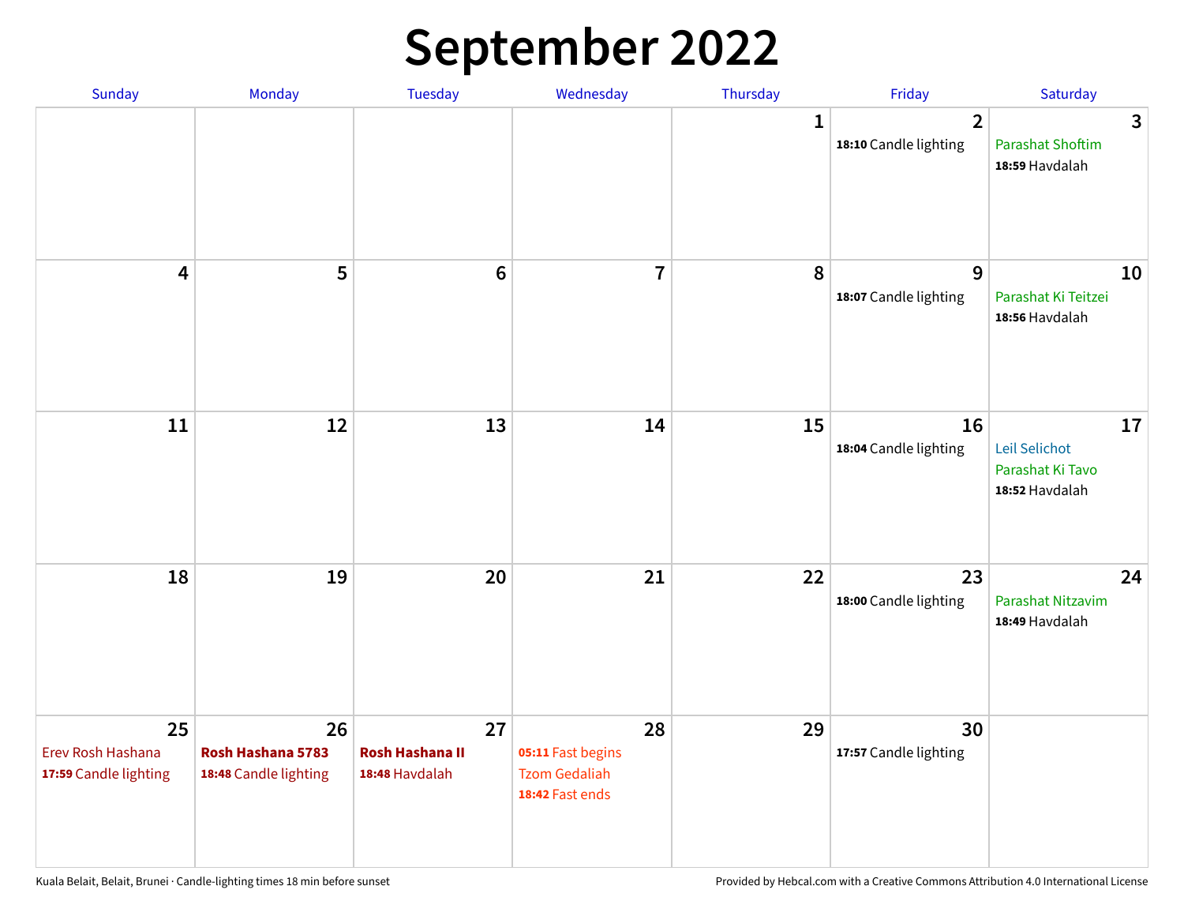# September 2022

| Sunday | Monday | Tuesday | Wednesday | Thursday | Friday | Saturday |
|---|---|---|---|---|---|---|
| | | | | 1 | 2<br>**18:10** Candle lighting | 3<br>Parashat Shoftim<br>**18:59** Havdalah |
| 4 | 5 | 6 | 7 | 8 | 9<br>**18:07** Candle lighting | 10<br>Parashat Ki Teitzei<br>**18:56** Havdalah |
| 11 | 12 | 13 | 14 | 15 | 16<br>**18:04** Candle lighting | 17<br>Leil Selichot<br>Parashat Ki Tavo<br>**18:52** Havdalah |
| 18 | 19 | 20 | 21 | 22 | 23<br>**18:00** Candle lighting | 24<br>Parashat Nitzavim<br>**18:49** Havdalah |
| 25<br>Erev Rosh Hashana<br>**17:59** Candle lighting | 26<br>**Rosh Hashana 5783**<br>**18:48** Candle lighting | 27<br>**Rosh Hashana II**<br>**18:48** Havdalah | 28<br>**05:11** Fast begins<br>Tzom Gedaliah<br>**18:42** Fast ends | 29 | 30<br>**17:57** Candle lighting | |

Kuala Belait, Belait, Brunei · Candle-lighting times 18 min before sunset

Provided by Hebcal.com with a Creative Commons Attribution 4.0 International License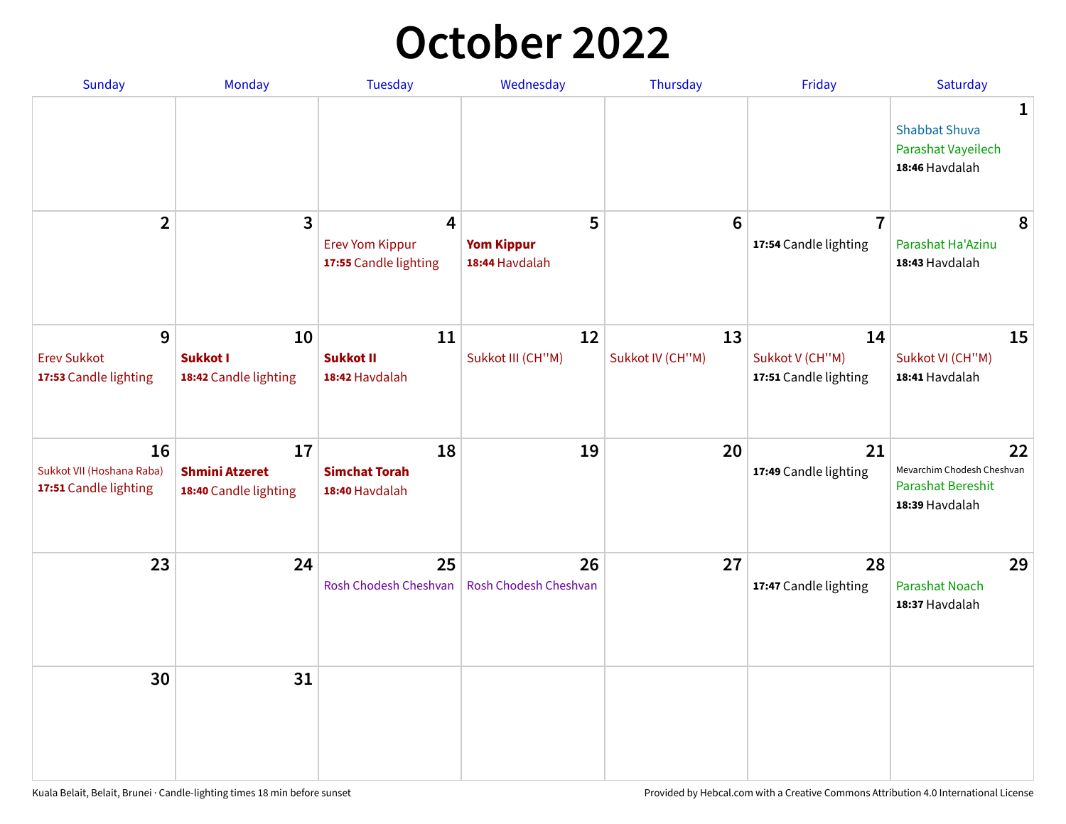# October 2022

| Sunday | Monday | Tuesday | Wednesday | Thursday | Friday | Saturday |
|---|---|---|---|---|---|---|
| | | | | | | **1**<br>Shabbat Shuva<br>Parashat Vayeilech<br>**18:46** Havdalah |
| **2** | **3** | **4**<br>Erev Yom Kippur<br>**17:55** Candle lighting | **5**<br>**Yom Kippur**<br>**18:44** Havdalah | **6** | **7**<br>**17:54** Candle lighting | **8**<br>Parashat Ha'Azinu<br>**18:43** Havdalah |
| **9**<br>Erev Sukkot<br>**17:53** Candle lighting | **10**<br>**Sukkot I**<br>**18:42** Candle lighting | **11**<br>**Sukkot II**<br>**18:42** Havdalah | **12**<br>Sukkot III (CH''M) | **13**<br>Sukkot IV (CH''M) | **14**<br>Sukkot V (CH''M)<br>**17:51** Candle lighting | **15**<br>Sukkot VI (CH''M)<br>**18:41** Havdalah |
| **16**<br>Sukkot VII (Hoshana Raba)<br>**17:51** Candle lighting | **17**<br>**Shmini Atzeret**<br>**18:40** Candle lighting | **18**<br>**Simchat Torah**<br>**18:40** Havdalah | **19** | **20** | **21**<br>**17:49** Candle lighting | **22**<br>Mevarchim Chodesh Cheshvan<br>Parashat Bereshit<br>**18:39** Havdalah |
| **23** | **24** | **25**<br>Rosh Chodesh Cheshvan | **26**<br>Rosh Chodesh Cheshvan | **27** | **28**<br>**17:47** Candle lighting | **29**<br>Parashat Noach<br>**18:37** Havdalah |
| **30** | **31** | | | | | |

Kuala Belait, Belait, Brunei · Candle-lighting times 18 min before sunset

Provided by Hebcal.com with a Creative Commons Attribution 4.0 International License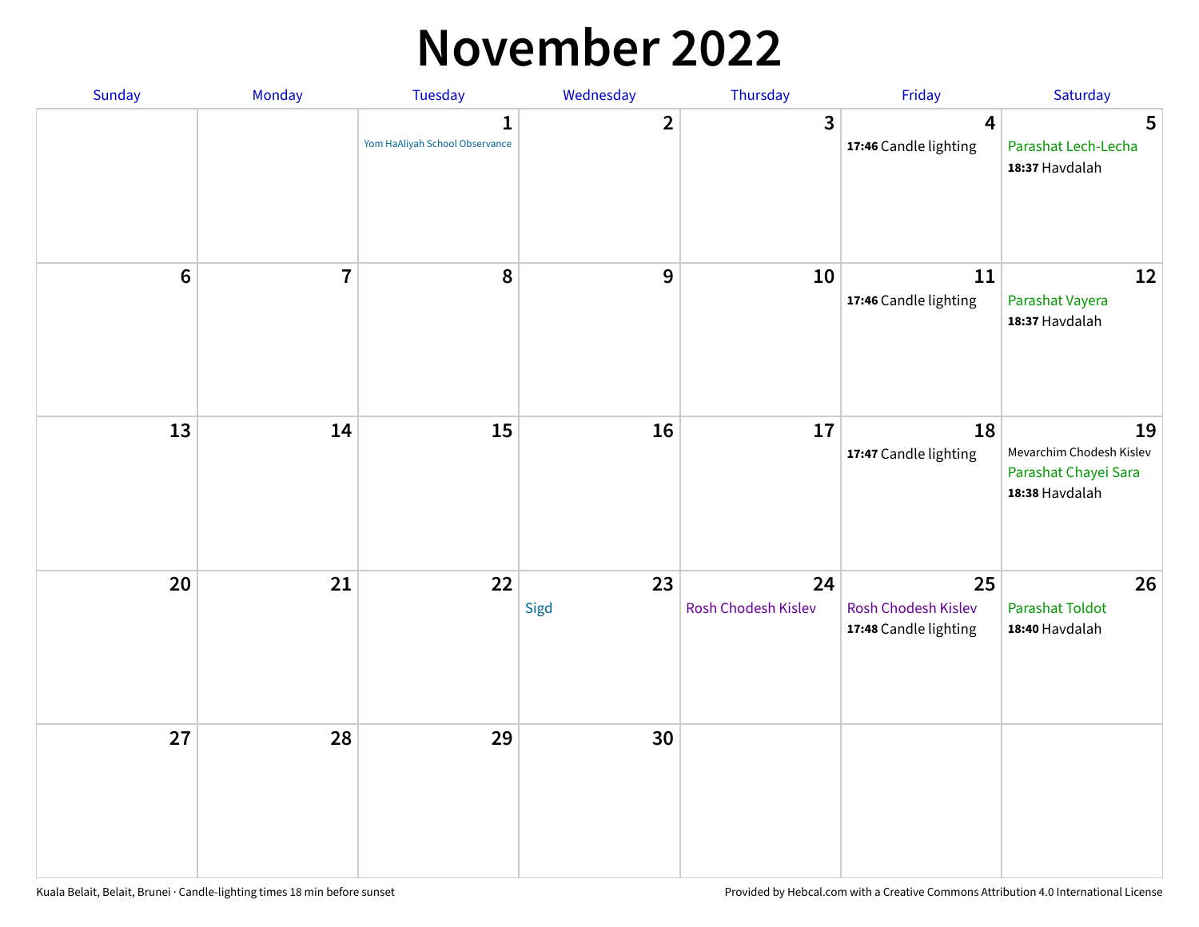# November 2022

| Sunday | Monday | Tuesday | Wednesday | Thursday | Friday | Saturday |
|---|---|---|---|---|---|---|
| | | 1<br>Yom HaAliyah School Observance | 2 | 3 | 4<br>**17:46** Candle lighting | 5<br>Parashat Lech-Lecha<br>**18:37** Havdalah |
| 6 | 7 | 8 | 9 | 10 | 11<br>**17:46** Candle lighting | 12<br>Parashat Vayera<br>**18:37** Havdalah |
| 13 | 14 | 15 | 16 | 17 | 18<br>**17:47** Candle lighting | 19<br>Mevarchim Chodesh Kislev<br>Parashat Chayei Sara<br>**18:38** Havdalah |
| 20 | 21 | 22 | 23<br>Sigd | 24<br>Rosh Chodesh Kislev | 25<br>Rosh Chodesh Kislev<br>**17:48** Candle lighting | 26<br>Parashat Toldot<br>**18:40** Havdalah |
| 27 | 28 | 29 | 30 | | | |

Kuala Belait, Belait, Brunei · Candle-lighting times 18 min before sunset

Provided by Hebcal.com with a Creative Commons Attribution 4.0 International License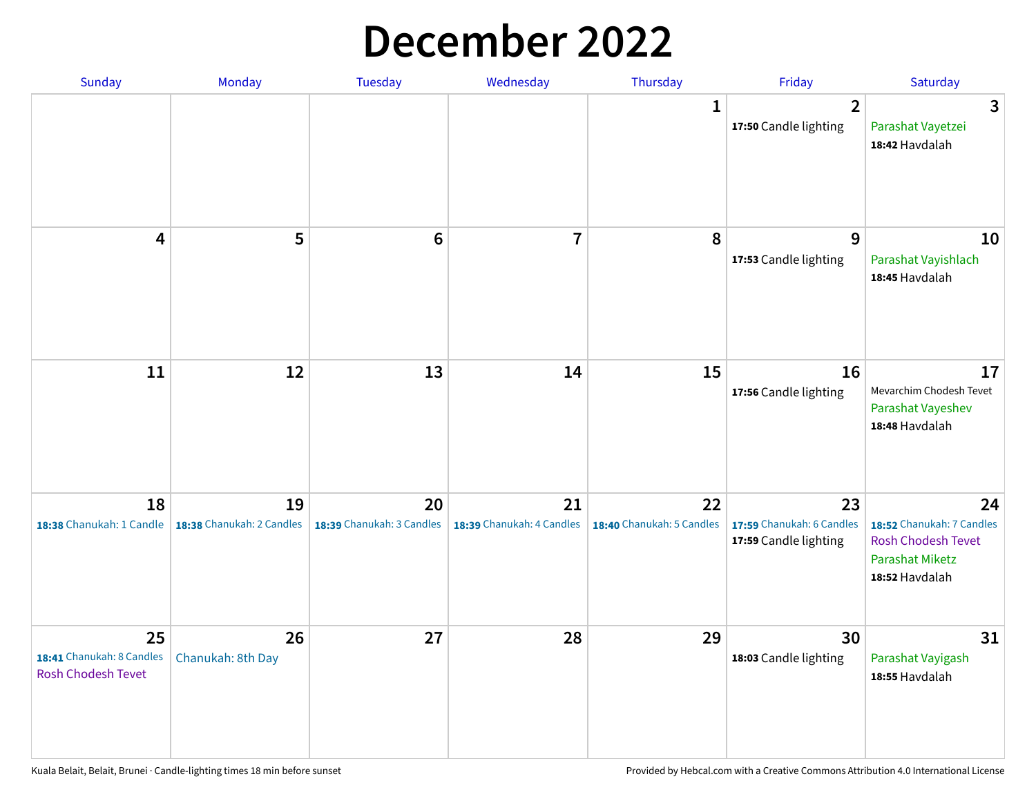# December 2022

| Sunday | Monday | Tuesday | Wednesday | Thursday | Friday | Saturday |
|---|---|---|---|---|---|---|
| | | | | 1 | 2<br>**17:50** Candle lighting | 3<br>Parashat Vayetzei<br>**18:42** Havdalah |
| 4 | 5 | 6 | 7 | 8 | 9<br>**17:53** Candle lighting | 10<br>Parashat Vayishlach<br>**18:45** Havdalah |
| 11 | 12 | 13 | 14 | 15 | 16<br>**17:56** Candle lighting | 17<br>Mevarchim Chodesh Tevet<br>Parashat Vayeshev<br>**18:48** Havdalah |
| 18<br>**18:38** Chanukah: 1 Candle | 19<br>**18:38** Chanukah: 2 Candles | 20<br>**18:39** Chanukah: 3 Candles | 21<br>**18:39** Chanukah: 4 Candles | 22<br>**18:40** Chanukah: 5 Candles | 23<br>**17:59** Chanukah: 6 Candles<br>**17:59** Candle lighting | 24<br>**18:52** Chanukah: 7 Candles<br>Rosh Chodesh Tevet<br>Parashat Miketz<br>**18:52** Havdalah |
| 25<br>**18:41** Chanukah: 8 Candles<br>Rosh Chodesh Tevet | 26<br>Chanukah: 8th Day | 27 | 28 | 29 | 30<br>**18:03** Candle lighting | 31<br>Parashat Vayigash<br>**18:55** Havdalah |

Kuala Belait, Belait, Brunei · Candle-lighting times 18 min before sunset

Provided by Hebcal.com with a Creative Commons Attribution 4.0 International License